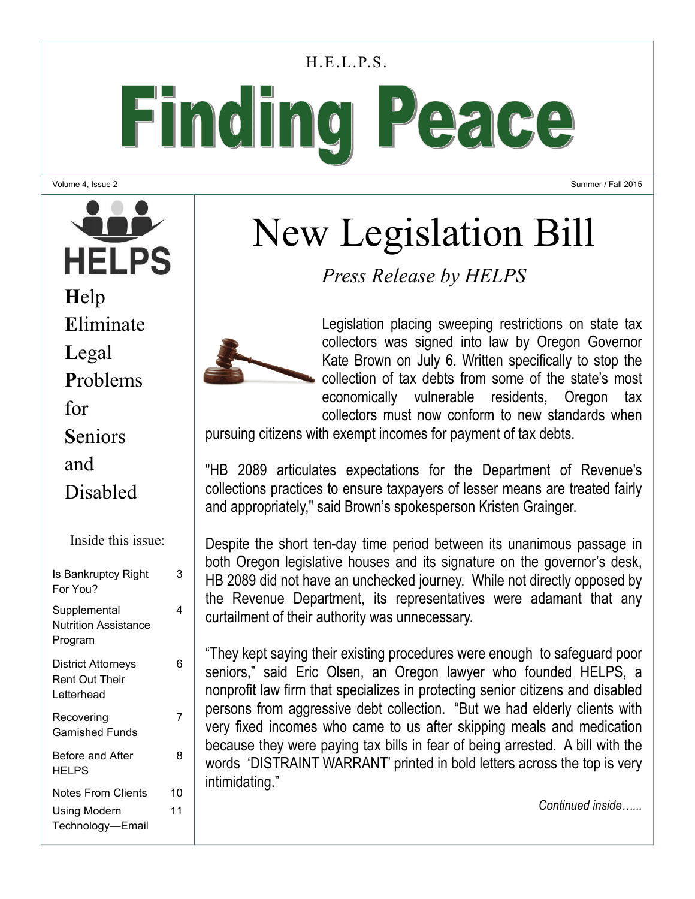H.E.L.P.S.

# Finding Peace

Volume 4, Issue 2 — Summer / Fall 2015

**HELPS**

**H**elp **E**liminate **L**egal **P**roblems for **S**eniors and **D**isabled

**Inside this issue:**

| | |
|---|---|
| Is Bankruptcy Right For You? | 3 |
| Supplemental Nutrition Assistance Program | 4 |
| District Attorneys Rent Out Their Letterhead | 6 |
| Recovering Garnished Funds | 7 |
| Before and After HELPS | 8 |
| Notes From Clients | 10 |
| Using Modern Technology—Email | 11 |

## New Legislation Bill

*Press Release by HELPS*

Legislation placing sweeping restrictions on state tax collectors was signed into law by Oregon Governor Kate Brown on July 6. Written specifically to stop the collection of tax debts from some of the state's most economically vulnerable residents, Oregon tax collectors must now conform to new standards when pursuing citizens with exempt incomes for payment of tax debts.

"HB 2089 articulates expectations for the Department of Revenue's collections practices to ensure taxpayers of lesser means are treated fairly and appropriately," said Brown's spokesperson Kristen Grainger.

Despite the short ten-day time period between its unanimous passage in both Oregon legislative houses and its signature on the governor's desk, HB 2089 did not have an unchecked journey. While not directly opposed by the Revenue Department, its representatives were adamant that any curtailment of their authority was unnecessary.

"They kept saying their existing procedures were enough to safeguard poor seniors," said Eric Olsen, an Oregon lawyer who founded HELPS, a nonprofit law firm that specializes in protecting senior citizens and disabled persons from aggressive debt collection. "But we had elderly clients with very fixed incomes who came to us after skipping meals and medication because they were paying tax bills in fear of being arrested. A bill with the words 'DISTRAINT WARRANT' printed in bold letters across the top is very intimidating."

*Continued inside…...*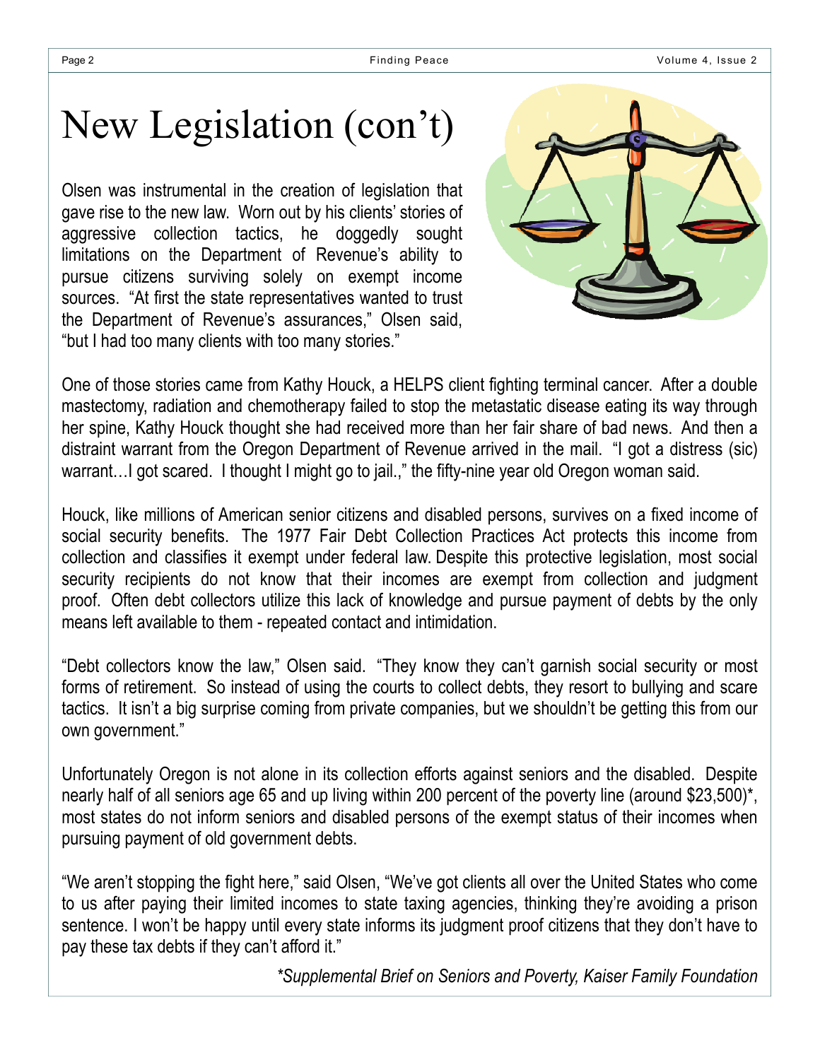# New Legislation (con't)

Olsen was instrumental in the creation of legislation that gave rise to the new law. Worn out by his clients' stories of aggressive collection tactics, he doggedly sought limitations on the Department of Revenue's ability to pursue citizens surviving solely on exempt income sources. "At first the state representatives wanted to trust the Department of Revenue's assurances," Olsen said, "but I had too many clients with too many stories."

One of those stories came from Kathy Houck, a HELPS client fighting terminal cancer. After a double mastectomy, radiation and chemotherapy failed to stop the metastatic disease eating its way through her spine, Kathy Houck thought she had received more than her fair share of bad news. And then a distraint warrant from the Oregon Department of Revenue arrived in the mail. "I got a distress (sic) warrant…I got scared. I thought I might go to jail.," the fifty-nine year old Oregon woman said.

Houck, like millions of American senior citizens and disabled persons, survives on a fixed income of social security benefits. The 1977 Fair Debt Collection Practices Act protects this income from collection and classifies it exempt under federal law. Despite this protective legislation, most social security recipients do not know that their incomes are exempt from collection and judgment proof. Often debt collectors utilize this lack of knowledge and pursue payment of debts by the only means left available to them - repeated contact and intimidation.

"Debt collectors know the law," Olsen said. "They know they can't garnish social security or most forms of retirement. So instead of using the courts to collect debts, they resort to bullying and scare tactics. It isn't a big surprise coming from private companies, but we shouldn't be getting this from our own government."

Unfortunately Oregon is not alone in its collection efforts against seniors and the disabled. Despite nearly half of all seniors age 65 and up living within 200 percent of the poverty line (around $23,500)*, most states do not inform seniors and disabled persons of the exempt status of their incomes when pursuing payment of old government debts.

"We aren't stopping the fight here," said Olsen, "We've got clients all over the United States who come to us after paying their limited incomes to state taxing agencies, thinking they're avoiding a prison sentence. I won't be happy until every state informs its judgment proof citizens that they don't have to pay these tax debts if they can't afford it."

*\*Supplemental Brief on Seniors and Poverty, Kaiser Family Foundation*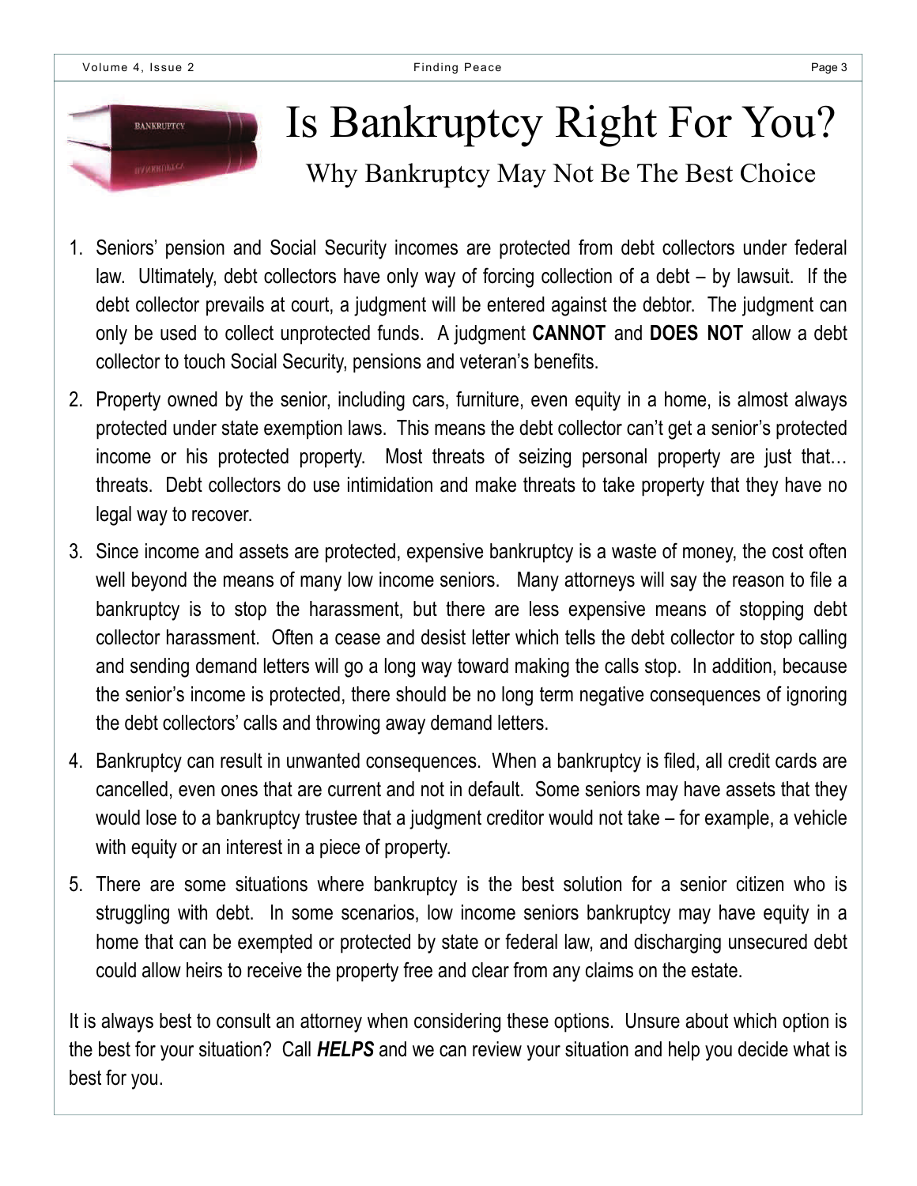# Is Bankruptcy Right For You?

## Why Bankruptcy May Not Be The Best Choice

1. Seniors' pension and Social Security incomes are protected from debt collectors under federal law. Ultimately, debt collectors have only way of forcing collection of a debt – by lawsuit. If the debt collector prevails at court, a judgment will be entered against the debtor. The judgment can only be used to collect unprotected funds. A judgment **CANNOT** and **DOES NOT** allow a debt collector to touch Social Security, pensions and veteran's benefits.
2. Property owned by the senior, including cars, furniture, even equity in a home, is almost always protected under state exemption laws. This means the debt collector can't get a senior's protected income or his protected property. Most threats of seizing personal property are just that… threats. Debt collectors do use intimidation and make threats to take property that they have no legal way to recover.
3. Since income and assets are protected, expensive bankruptcy is a waste of money, the cost often well beyond the means of many low income seniors. Many attorneys will say the reason to file a bankruptcy is to stop the harassment, but there are less expensive means of stopping debt collector harassment. Often a cease and desist letter which tells the debt collector to stop calling and sending demand letters will go a long way toward making the calls stop. In addition, because the senior's income is protected, there should be no long term negative consequences of ignoring the debt collectors' calls and throwing away demand letters.
4. Bankruptcy can result in unwanted consequences. When a bankruptcy is filed, all credit cards are cancelled, even ones that are current and not in default. Some seniors may have assets that they would lose to a bankruptcy trustee that a judgment creditor would not take – for example, a vehicle with equity or an interest in a piece of property.
5. There are some situations where bankruptcy is the best solution for a senior citizen who is struggling with debt. In some scenarios, low income seniors bankruptcy may have equity in a home that can be exempted or protected by state or federal law, and discharging unsecured debt could allow heirs to receive the property free and clear from any claims on the estate.

It is always best to consult an attorney when considering these options. Unsure about which option is the best for your situation? Call ***HELPS*** and we can review your situation and help you decide what is best for you.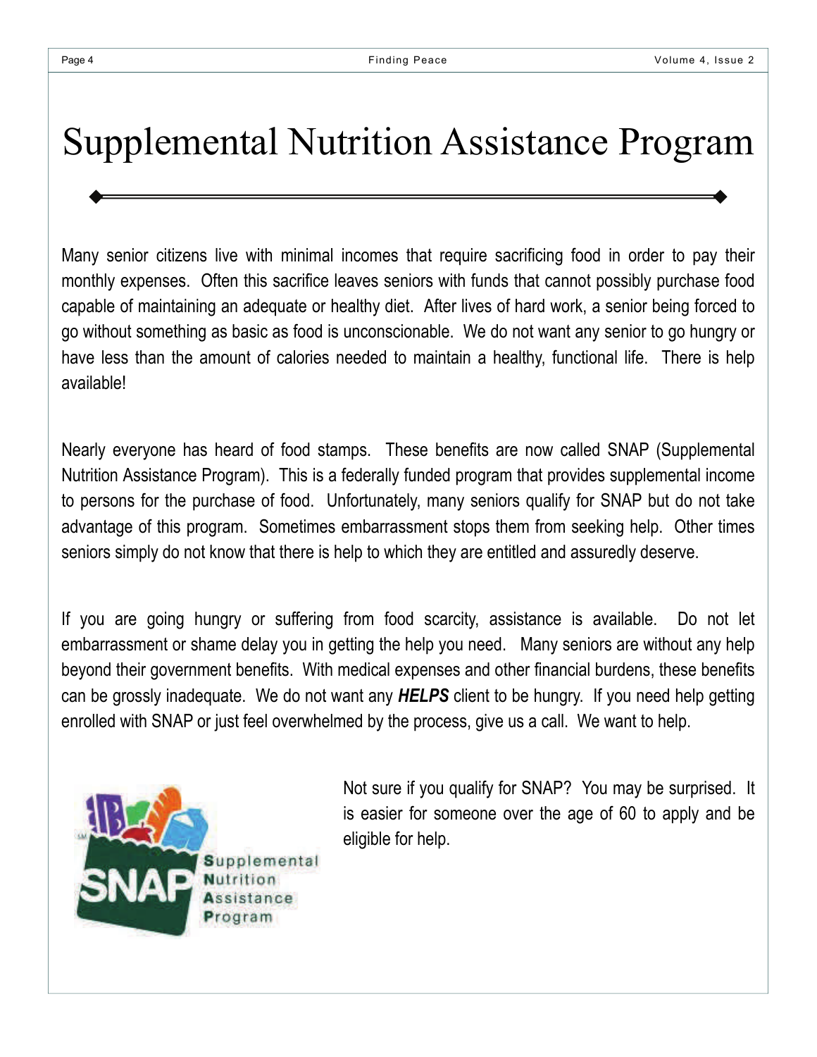# Supplemental Nutrition Assistance Program

Many senior citizens live with minimal incomes that require sacrificing food in order to pay their monthly expenses. Often this sacrifice leaves seniors with funds that cannot possibly purchase food capable of maintaining an adequate or healthy diet. After lives of hard work, a senior being forced to go without something as basic as food is unconscionable. We do not want any senior to go hungry or have less than the amount of calories needed to maintain a healthy, functional life. There is help available!

Nearly everyone has heard of food stamps. These benefits are now called SNAP (Supplemental Nutrition Assistance Program). This is a federally funded program that provides supplemental income to persons for the purchase of food. Unfortunately, many seniors qualify for SNAP but do not take advantage of this program. Sometimes embarrassment stops them from seeking help. Other times seniors simply do not know that there is help to which they are entitled and assuredly deserve.

If you are going hungry or suffering from food scarcity, assistance is available. Do not let embarrassment or shame delay you in getting the help you need. Many seniors are without any help beyond their government benefits. With medical expenses and other financial burdens, these benefits can be grossly inadequate. We do not want any ***HELPS*** client to be hungry. If you need help getting enrolled with SNAP or just feel overwhelmed by the process, give us a call. We want to help.

Not sure if you qualify for SNAP? You may be surprised. It is easier for someone over the age of 60 to apply and be eligible for help.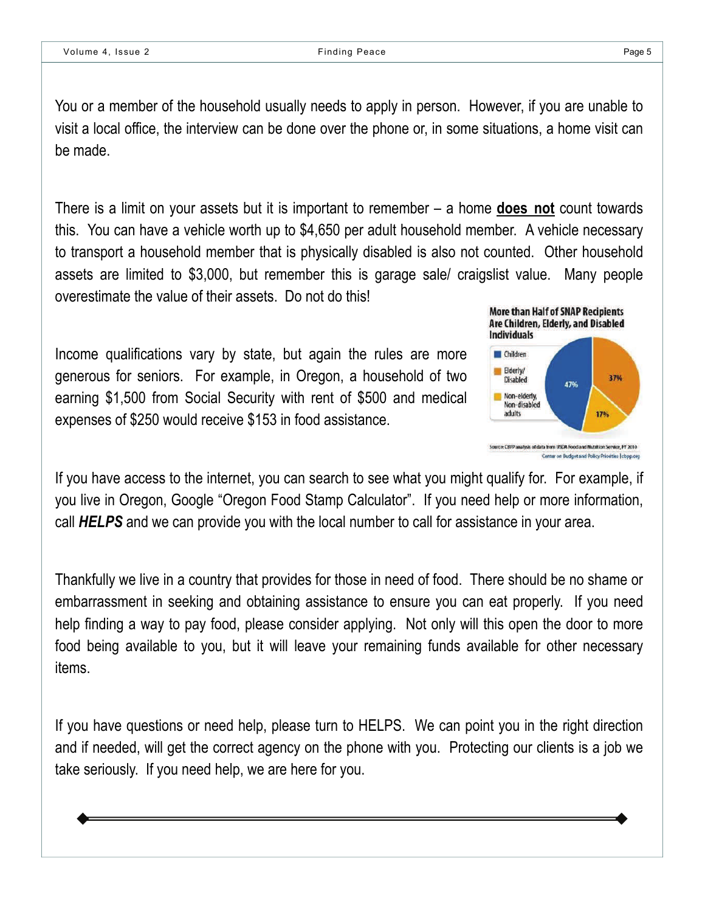You or a member of the household usually needs to apply in person. However, if you are unable to visit a local office, the interview can be done over the phone or, in some situations, a home visit can be made.

There is a limit on your assets but it is important to remember – a home **does not** count towards this. You can have a vehicle worth up to $4,650 per adult household member. A vehicle necessary to transport a household member that is physically disabled is also not counted. Other household assets are limited to $3,000, but remember this is garage sale/ craigslist value. Many people overestimate the value of their assets. Do not do this!

Income qualifications vary by state, but again the rules are more generous for seniors. For example, in Oregon, a household of two earning $1,500 from Social Security with rent of $500 and medical expenses of $250 would receive $153 in food assistance.

**More than Half of SNAP Recipients Are Children, Elderly, and Disabled Individuals**

| Group | Share |
|---|---|
| Children | 47% |
| Elderly/ Disabled | 37% |
| Non-elderly, Non-disabled adults | 17% |

Source: CBPP analysis of data from USDA Food and Nutrition Service, FY 2010
Center on Budget and Policy Priorities | cbpp.org

If you have access to the internet, you can search to see what you might qualify for. For example, if you live in Oregon, Google "Oregon Food Stamp Calculator". If you need help or more information, call ***HELPS*** and we can provide you with the local number to call for assistance in your area.

Thankfully we live in a country that provides for those in need of food. There should be no shame or embarrassment in seeking and obtaining assistance to ensure you can eat properly. If you need help finding a way to pay food, please consider applying. Not only will this open the door to more food being available to you, but it will leave your remaining funds available for other necessary items.

If you have questions or need help, please turn to HELPS. We can point you in the right direction and if needed, will get the correct agency on the phone with you. Protecting our clients is a job we take seriously. If you need help, we are here for you.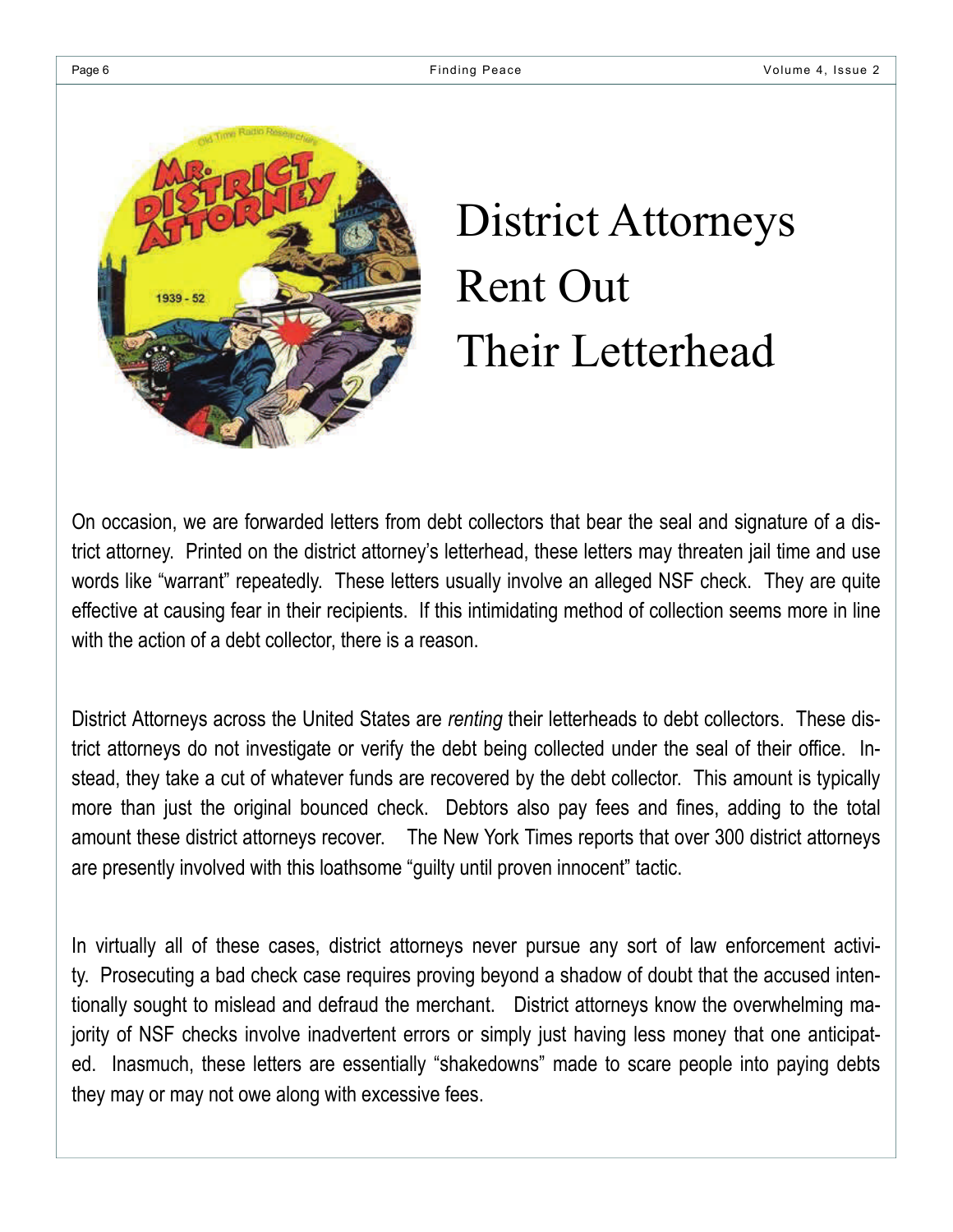# District Attorneys Rent Out Their Letterhead

On occasion, we are forwarded letters from debt collectors that bear the seal and signature of a district attorney. Printed on the district attorney's letterhead, these letters may threaten jail time and use words like "warrant" repeatedly. These letters usually involve an alleged NSF check. They are quite effective at causing fear in their recipients. If this intimidating method of collection seems more in line with the action of a debt collector, there is a reason.

District Attorneys across the United States are *renting* their letterheads to debt collectors. These district attorneys do not investigate or verify the debt being collected under the seal of their office. Instead, they take a cut of whatever funds are recovered by the debt collector. This amount is typically more than just the original bounced check. Debtors also pay fees and fines, adding to the total amount these district attorneys recover. The New York Times reports that over 300 district attorneys are presently involved with this loathsome "guilty until proven innocent" tactic.

In virtually all of these cases, district attorneys never pursue any sort of law enforcement activity. Prosecuting a bad check case requires proving beyond a shadow of doubt that the accused intentionally sought to mislead and defraud the merchant. District attorneys know the overwhelming majority of NSF checks involve inadvertent errors or simply just having less money that one anticipated. Inasmuch, these letters are essentially "shakedowns" made to scare people into paying debts they may or may not owe along with excessive fees.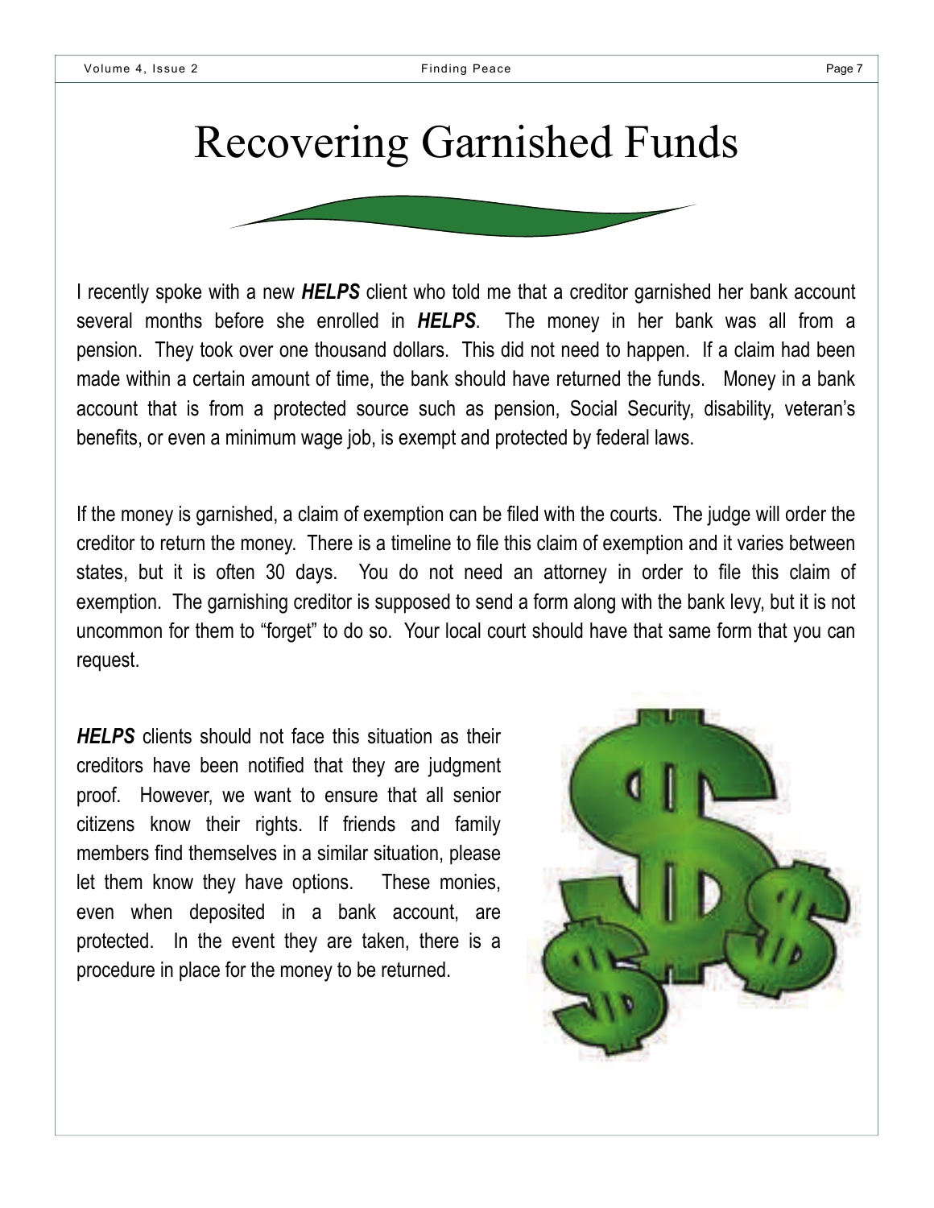# Recovering Garnished Funds

I recently spoke with a new ***HELPS*** client who told me that a creditor garnished her bank account several months before she enrolled in ***HELPS***. The money in her bank was all from a pension. They took over one thousand dollars. This did not need to happen. If a claim had been made within a certain amount of time, the bank should have returned the funds. Money in a bank account that is from a protected source such as pension, Social Security, disability, veteran's benefits, or even a minimum wage job, is exempt and protected by federal laws.

If the money is garnished, a claim of exemption can be filed with the courts. The judge will order the creditor to return the money. There is a timeline to file this claim of exemption and it varies between states, but it is often 30 days. You do not need an attorney in order to file this claim of exemption. The garnishing creditor is supposed to send a form along with the bank levy, but it is not uncommon for them to "forget" to do so. Your local court should have that same form that you can request.

***HELPS*** clients should not face this situation as their creditors have been notified that they are judgment proof. However, we want to ensure that all senior citizens know their rights. If friends and family members find themselves in a similar situation, please let them know they have options. These monies, even when deposited in a bank account, are protected. In the event they are taken, there is a procedure in place for the money to be returned.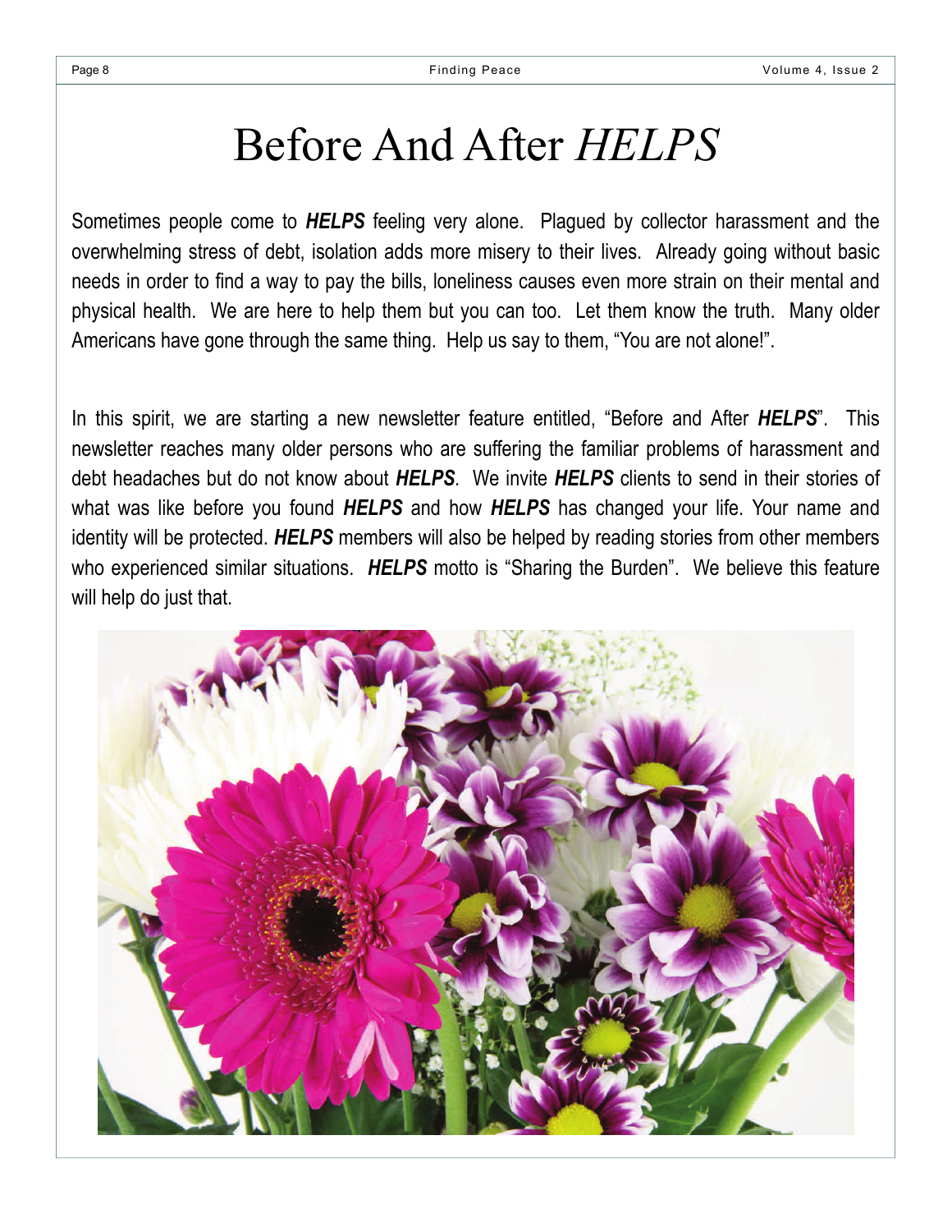# Before And After *HELPS*

Sometimes people come to ***HELPS*** feeling very alone. Plagued by collector harassment and the overwhelming stress of debt, isolation adds more misery to their lives. Already going without basic needs in order to find a way to pay the bills, loneliness causes even more strain on their mental and physical health. We are here to help them but you can too. Let them know the truth. Many older Americans have gone through the same thing. Help us say to them, "You are not alone!".

In this spirit, we are starting a new newsletter feature entitled, "Before and After ***HELPS***". This newsletter reaches many older persons who are suffering the familiar problems of harassment and debt headaches but do not know about ***HELPS***. We invite ***HELPS*** clients to send in their stories of what was like before you found ***HELPS*** and how ***HELPS*** has changed your life. Your name and identity will be protected. ***HELPS*** members will also be helped by reading stories from other members who experienced similar situations. ***HELPS*** motto is "Sharing the Burden". We believe this feature will help do just that.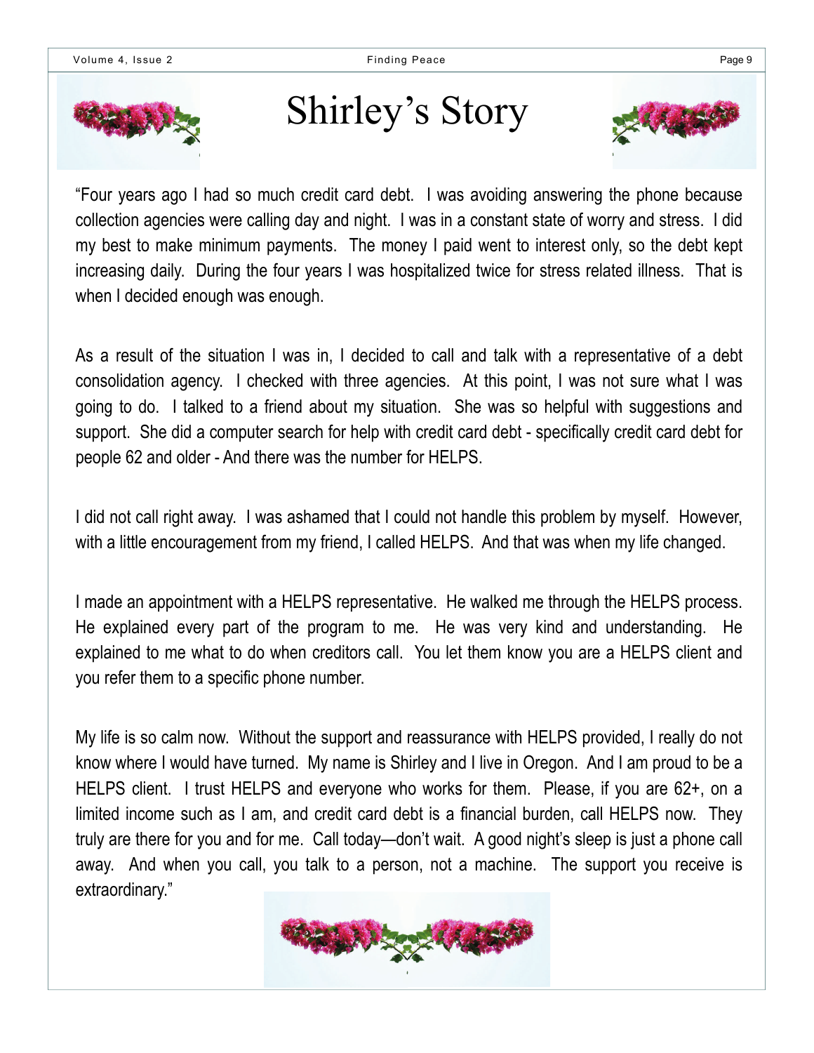# Shirley's Story

"Four years ago I had so much credit card debt. I was avoiding answering the phone because collection agencies were calling day and night. I was in a constant state of worry and stress. I did my best to make minimum payments. The money I paid went to interest only, so the debt kept increasing daily. During the four years I was hospitalized twice for stress related illness. That is when I decided enough was enough.

As a result of the situation I was in, I decided to call and talk with a representative of a debt consolidation agency. I checked with three agencies. At this point, I was not sure what I was going to do. I talked to a friend about my situation. She was so helpful with suggestions and support. She did a computer search for help with credit card debt - specifically credit card debt for people 62 and older - And there was the number for HELPS.

I did not call right away. I was ashamed that I could not handle this problem by myself. However, with a little encouragement from my friend, I called HELPS. And that was when my life changed.

I made an appointment with a HELPS representative. He walked me through the HELPS process. He explained every part of the program to me. He was very kind and understanding. He explained to me what to do when creditors call. You let them know you are a HELPS client and you refer them to a specific phone number.

My life is so calm now. Without the support and reassurance with HELPS provided, I really do not know where I would have turned. My name is Shirley and I live in Oregon. And I am proud to be a HELPS client. I trust HELPS and everyone who works for them. Please, if you are 62+, on a limited income such as I am, and credit card debt is a financial burden, call HELPS now. They truly are there for you and for me. Call today—don't wait. A good night's sleep is just a phone call away. And when you call, you talk to a person, not a machine. The support you receive is extraordinary."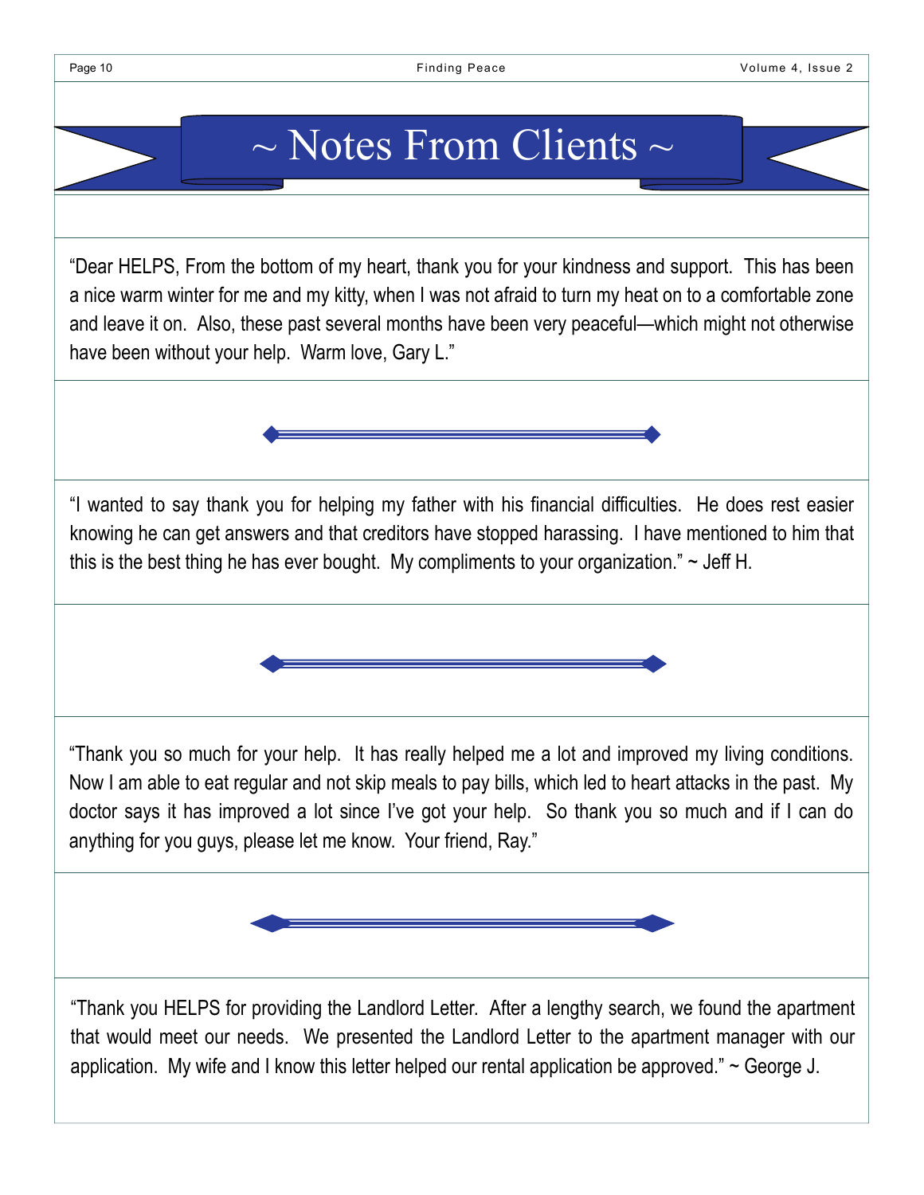# ~ Notes From Clients ~

“Dear HELPS, From the bottom of my heart, thank you for your kindness and support. This has been a nice warm winter for me and my kitty, when I was not afraid to turn my heat on to a comfortable zone and leave it on. Also, these past several months have been very peaceful—which might not otherwise have been without your help. Warm love, Gary L.”

---

“I wanted to say thank you for helping my father with his financial difficulties. He does rest easier knowing he can get answers and that creditors have stopped harassing. I have mentioned to him that this is the best thing he has ever bought. My compliments to your organization.” ~ Jeff H.

---

“Thank you so much for your help. It has really helped me a lot and improved my living conditions. Now I am able to eat regular and not skip meals to pay bills, which led to heart attacks in the past. My doctor says it has improved a lot since I’ve got your help. So thank you so much and if I can do anything for you guys, please let me know. Your friend, Ray.”

---

“Thank you HELPS for providing the Landlord Letter. After a lengthy search, we found the apartment that would meet our needs. We presented the Landlord Letter to the apartment manager with our application. My wife and I know this letter helped our rental application be approved.” ~ George J.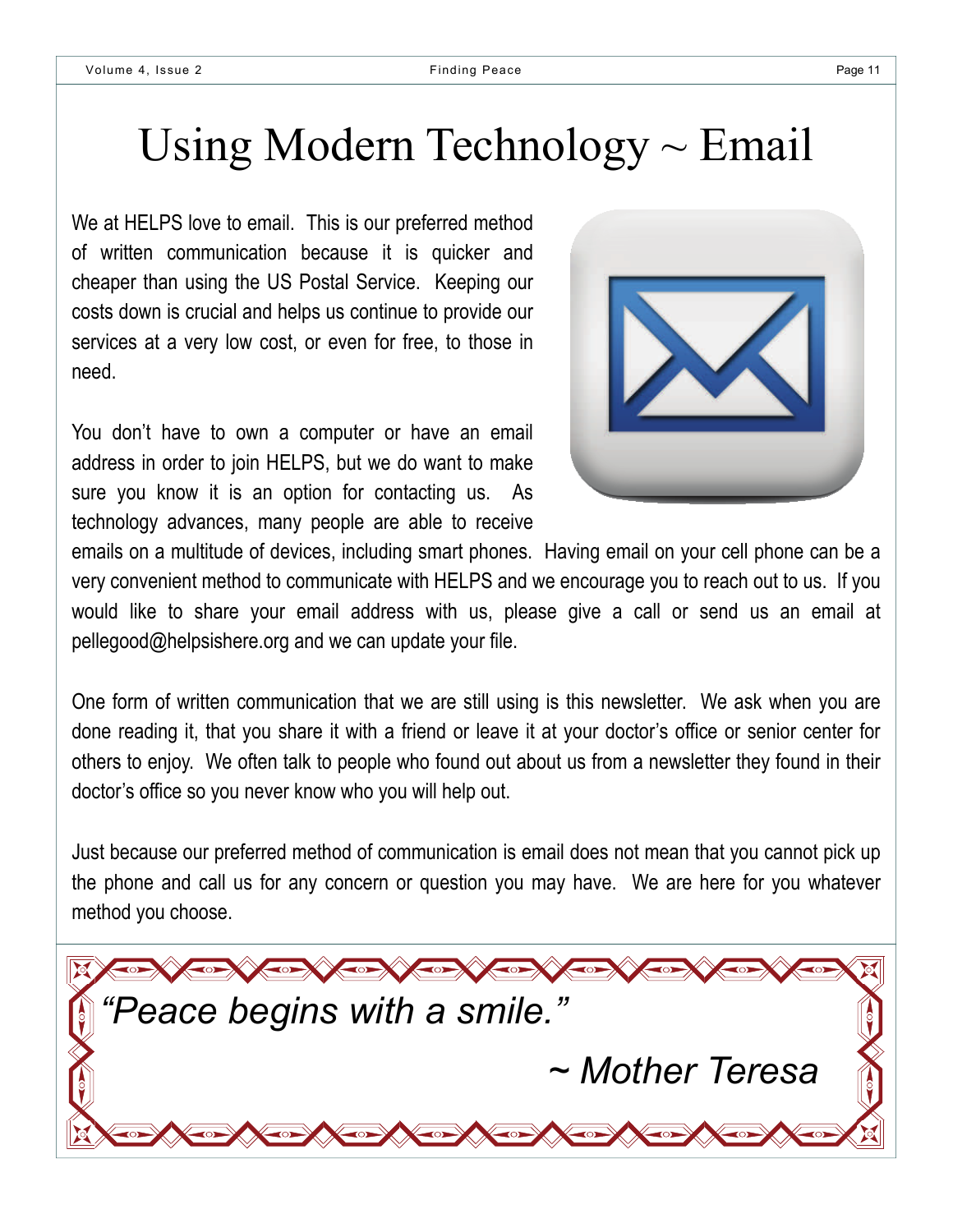# Using Modern Technology ~ Email

We at HELPS love to email. This is our preferred method of written communication because it is quicker and cheaper than using the US Postal Service. Keeping our costs down is crucial and helps us continue to provide our services at a very low cost, or even for free, to those in need.

You don't have to own a computer or have an email address in order to join HELPS, but we do want to make sure you know it is an option for contacting us. As technology advances, many people are able to receive emails on a multitude of devices, including smart phones. Having email on your cell phone can be a very convenient method to communicate with HELPS and we encourage you to reach out to us. If you would like to share your email address with us, please give a call or send us an email at pellegood@helpsishere.org and we can update your file.

One form of written communication that we are still using is this newsletter. We ask when you are done reading it, that you share it with a friend or leave it at your doctor's office or senior center for others to enjoy. We often talk to people who found out about us from a newsletter they found in their doctor's office so you never know who you will help out.

Just because our preferred method of communication is email does not mean that you cannot pick up the phone and call us for any concern or question you may have. We are here for you whatever method you choose.

*"Peace begins with a smile."*

*~ Mother Teresa*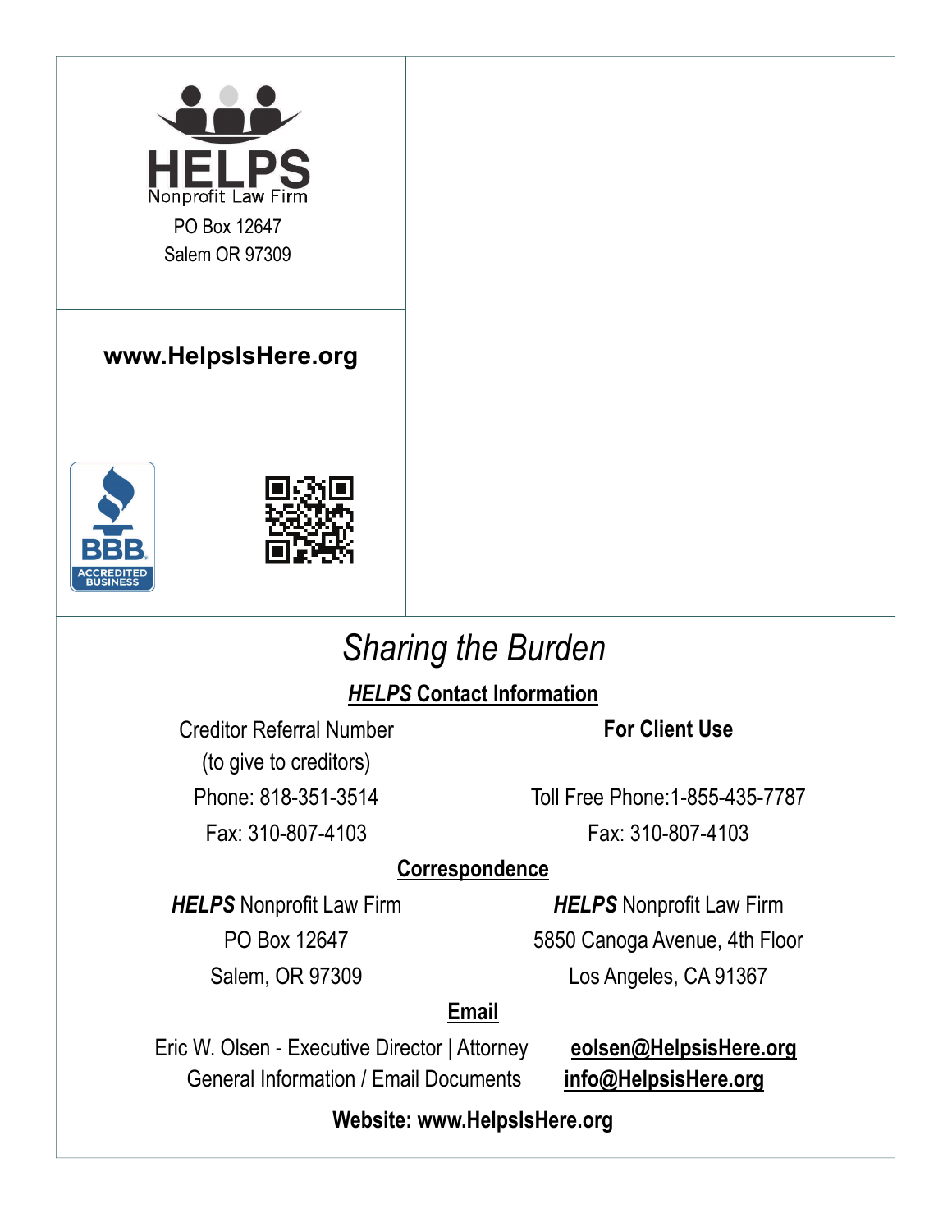HELPS
Nonprofit Law Firm
PO Box 12647
Salem OR 97309

**www.HelpsIsHere.org**

BBB ACCREDITED BUSINESS

# *Sharing the Burden*

## ***HELPS* Contact Information**

| Creditor Referral Number (to give to creditors) | **For Client Use** |
|---|---|
| Phone: 818-351-3514 | Toll Free Phone:1-855-435-7787 |
| Fax: 310-807-4103 | Fax: 310-807-4103 |

### **Correspondence**

| | |
|---|---|
| ***HELPS*** Nonprofit Law Firm | ***HELPS*** Nonprofit Law Firm |
| PO Box 12647 | 5850 Canoga Avenue, 4th Floor |
| Salem, OR 97309 | Los Angeles, CA 91367 |

### **Email**

| | |
|---|---|
| Eric W. Olsen - Executive Director \| Attorney | **eolsen@HelpsisHere.org** |
| General Information / Email Documents | **info@HelpsisHere.org** |

**Website: www.HelpsIsHere.org**